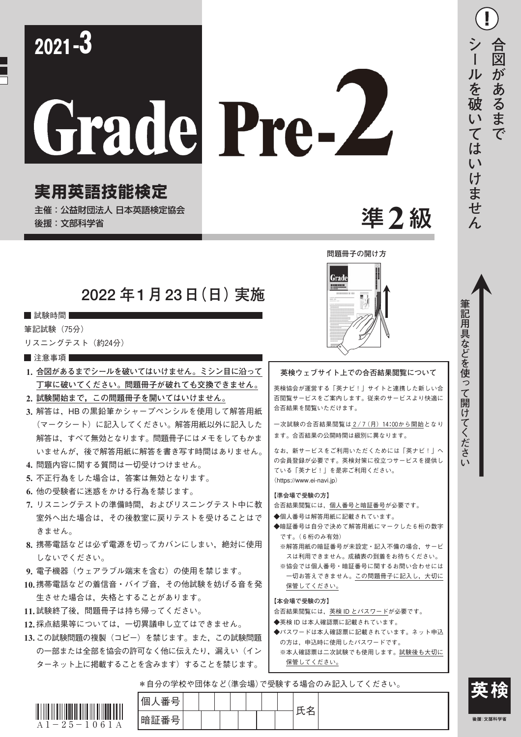# 2021-3

# Grade Pre-2

## 実用英語技能検定

**主催：公益財団法人 日本英語検定協会**
**後援：文部科学省**

# 準2級

合図があるまでシールを破いてはいけません

筆記用具などを使って開けてください

問題冊子の開け方

## 2022年1月23日（日）実施

■ 試験時間

筆記試験（75分）
リスニングテスト（約24分）

■ 注意事項

1. **合図があるまでシールを破いてはいけません。ミシン目に沿って丁寧に破いてください。問題冊子が破れても交換できません。**
2. **試験開始まで，この問題冊子を開いてはいけません。**
3. 解答は，HBの黒鉛筆かシャープペンシルを使用して解答用紙（マークシート）に記入してください。解答用紙以外に記入した解答は，すべて無効となります。問題冊子にはメモをしてもかまいませんが，後で解答用紙に解答を書き写す時間はありません。
4. 問題内容に関する質問は一切受けつけません。
5. 不正行為をした場合は，答案は無効となります。
6. 他の受験者に迷惑をかける行為を禁じます。
7. リスニングテストの準備時間，およびリスニングテスト中に教室外へ出た場合は，その後教室に戻りテストを受けることはできません。
8. 携帯電話などは必ず電源を切ってカバンにしまい，絶対に使用しないでください。
9. 電子機器（ウェアラブル端末を含む）の使用を禁じます。
10. 携帯電話などの着信音・バイブ音，その他試験を妨げる音を発生させた場合は，失格とすることがあります。
11. 試験終了後，問題冊子は持ち帰ってください。
12. 採点結果等については，一切異議申し立てはできません。
13. この試験問題の複製（コピー）を禁じます。また，この試験問題の一部または全部を協会の許可なく他に伝えたり，漏えい（インターネット上に掲載することを含みます）することを禁じます。

### 英検ウェブサイト上での合否結果閲覧について

英検協会が運営する「英ナビ！」サイトと連携した新しい合否閲覧サービスをご案内します。従来のサービスより快適に合否結果を閲覧いただけます。

一次試験の合否結果閲覧は2/7（月）14:00から開始となります。合否結果の公開時間は級別に異なります。

なお，新サービスをご利用いただくためには「英ナビ！」への会員登録が必要です。英検対策に役立つサービスを提供している「英ナビ！」を是非ご利用ください。
（https://www.ei-navi.jp）

**【準会場で受験の方】**
合否結果閲覧には，個人番号と暗証番号が必要です。
◆個人番号は解答用紙に記載されています。
◆暗証番号は自分で決めて解答用紙にマークした6桁の数字です。（6桁のみ有効）
※解答用紙の暗証番号が未設定・記入不備の場合，サービスは利用できません。成績表の到着をお待ちください。
※協会では個人番号・暗証番号に関するお問い合わせには一切お答えできません。この問題冊子に記入し，大切に保管してください。

**【本会場で受験の方】**
合否結果閲覧には，英検IDとパスワードが必要です。
◆英検IDは本人確認票に記載されています。
◆パスワードは本人確認票に記載されています。ネット申込の方は，申込時に使用したパスワードです。
※本人確認票は二次試験でも使用します。試験後も大切に保管してください。

＊自分の学校や団体など（準会場）で受験する場合のみ記入してください。

| 個人番号 | | | | | | | | 氏名 | |
|---|---|---|---|---|---|---|---|---|---|
| 暗証番号 | | | | | | | | | |

A1－25－1061A

英検
後援：文部科学省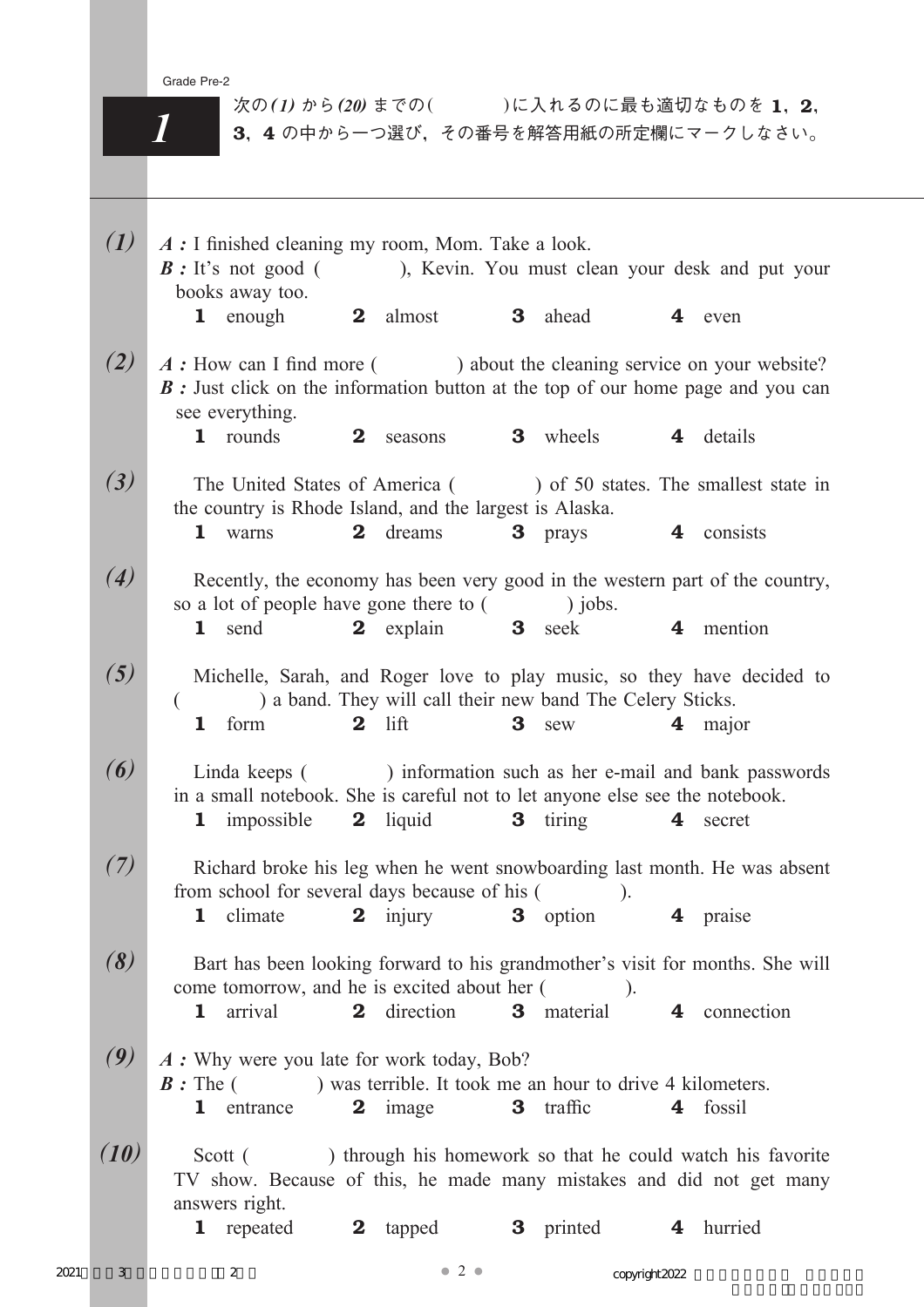## 1

次の*(1)*から*(20)*までの(　　　)に入れるのに最も適切なものを **1**, **2**, **3**, **4** の中から一つ選び，その番号を解答用紙の所定欄にマークしなさい。

***(1)*** ***A :*** I finished cleaning my room, Mom. Take a look.
***B :*** It's not good (　　　), Kevin. You must clean your desk and put your books away too.

**1** enough　**2** almost　**3** ahead　**4** even

***(2)*** ***A :*** How can I find more (　　　) about the cleaning service on your website?
***B :*** Just click on the information button at the top of our home page and you can see everything.

**1** rounds　**2** seasons　**3** wheels　**4** details

***(3)*** The United States of America (　　　) of 50 states. The smallest state in the country is Rhode Island, and the largest is Alaska.

**1** warns　**2** dreams　**3** prays　**4** consists

***(4)*** Recently, the economy has been very good in the western part of the country, so a lot of people have gone there to (　　　) jobs.

**1** send　**2** explain　**3** seek　**4** mention

***(5)*** Michelle, Sarah, and Roger love to play music, so they have decided to (　　　) a band. They will call their new band The Celery Sticks.

**1** form　**2** lift　**3** sew　**4** major

***(6)*** Linda keeps (　　　) information such as her e-mail and bank passwords in a small notebook. She is careful not to let anyone else see the notebook.

**1** impossible　**2** liquid　**3** tiring　**4** secret

***(7)*** Richard broke his leg when he went snowboarding last month. He was absent from school for several days because of his (　　　).

**1** climate　**2** injury　**3** option　**4** praise

***(8)*** Bart has been looking forward to his grandmother's visit for months. She will come tomorrow, and he is excited about her (　　　).

**1** arrival　**2** direction　**3** material　**4** connection

***(9)*** ***A :*** Why were you late for work today, Bob?
***B :*** The (　　　) was terrible. It took me an hour to drive 4 kilometers.

**1** entrance　**2** image　**3** traffic　**4** fossil

***(10)*** Scott (　　　) through his homework so that he could watch his favorite TV show. Because of this, he made many mistakes and did not get many answers right.

**1** repeated　**2** tapped　**3** printed　**4** hurried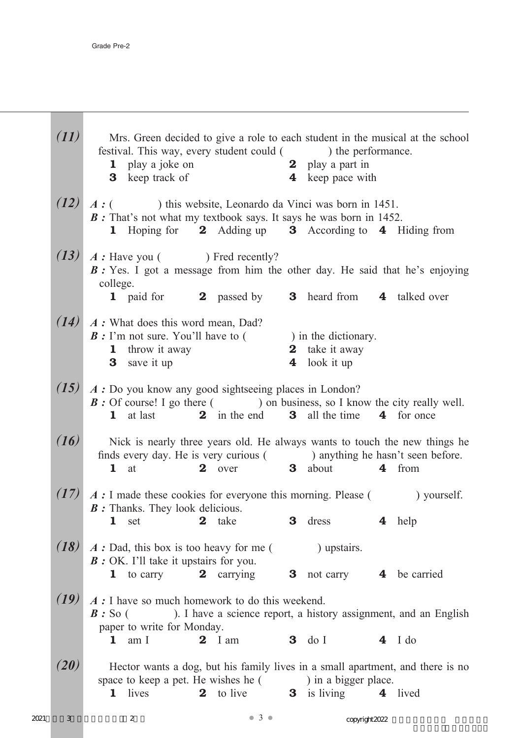**(11)** Mrs. Green decided to give a role to each student in the musical at the school festival. This way, every student could ( ) the performance.

**1** play a joke on **2** play a part in
**3** keep track of **4** keep pace with

**(12)** *A :* ( ) this website, Leonardo da Vinci was born in 1451.
*B :* That's not what my textbook says. It says he was born in 1452.

**1** Hoping for **2** Adding up **3** According to **4** Hiding from

**(13)** *A :* Have you ( ) Fred recently?
*B :* Yes. I got a message from him the other day. He said that he's enjoying college.

**1** paid for **2** passed by **3** heard from **4** talked over

**(14)** *A :* What does this word mean, Dad?
*B :* I'm not sure. You'll have to ( ) in the dictionary.

**1** throw it away **2** take it away
**3** save it up **4** look it up

**(15)** *A :* Do you know any good sightseeing places in London?
*B :* Of course! I go there ( ) on business, so I know the city really well.

**1** at last **2** in the end **3** all the time **4** for once

**(16)** Nick is nearly three years old. He always wants to touch the new things he finds every day. He is very curious ( ) anything he hasn't seen before.

**1** at **2** over **3** about **4** from

**(17)** *A :* I made these cookies for everyone this morning. Please ( ) yourself.
*B :* Thanks. They look delicious.

**1** set **2** take **3** dress **4** help

**(18)** *A :* Dad, this box is too heavy for me ( ) upstairs.
*B :* OK. I'll take it upstairs for you.

**1** to carry **2** carrying **3** not carry **4** be carried

**(19)** *A :* I have so much homework to do this weekend.
*B :* So ( ). I have a science report, a history assignment, and an English paper to write for Monday.

**1** am I **2** I am **3** do I **4** I do

**(20)** Hector wants a dog, but his family lives in a small apartment, and there is no space to keep a pet. He wishes he ( ) in a bigger place.

**1** lives **2** to live **3** is living **4** lived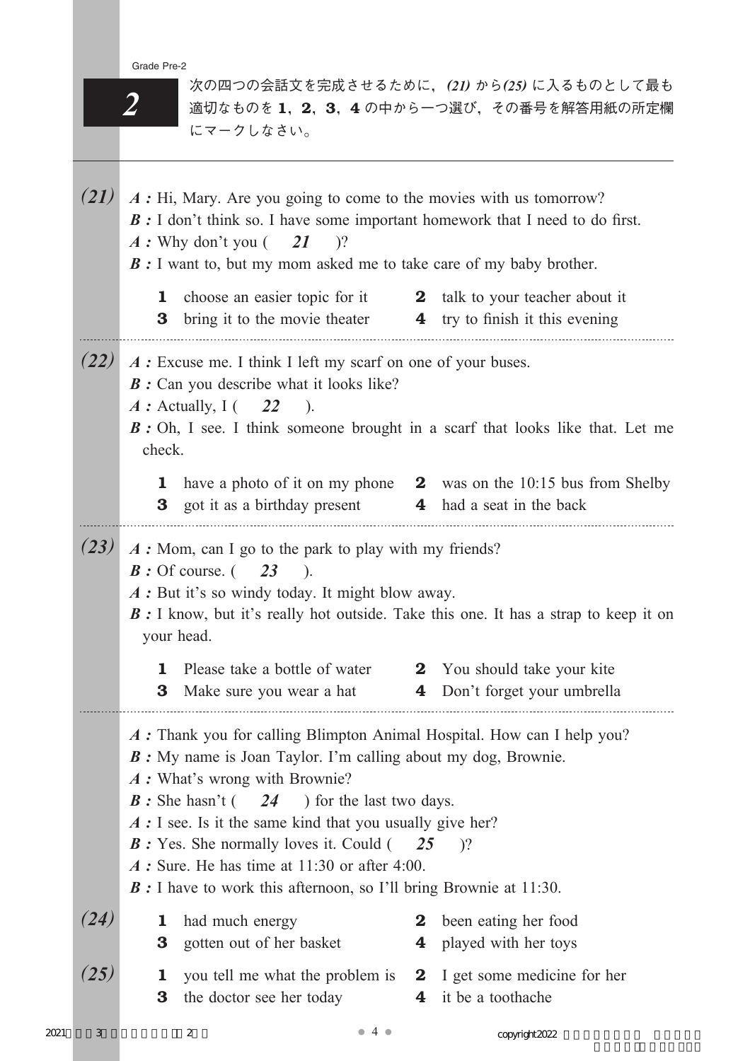## 2

次の四つの会話文を完成させるために、*(21)* から *(25)* に入るものとして最も適切なものを **1**, **2**, **3**, **4** の中から一つ選び、その番号を解答用紙の所定欄にマークしなさい。

---

***(21)***

***A :*** Hi, Mary. Are you going to come to the movies with us tomorrow?
***B :*** I don't think so. I have some important homework that I need to do first.
***A :*** Why don't you ( ***21*** )?
***B :*** I want to, but my mom asked me to take care of my baby brother.

**1** choose an easier topic for it
**2** talk to your teacher about it
**3** bring it to the movie theater
**4** try to finish it this evening

---

***(22)***

***A :*** Excuse me. I think I left my scarf on one of your buses.
***B :*** Can you describe what it looks like?
***A :*** Actually, I ( ***22*** ).
***B :*** Oh, I see. I think someone brought in a scarf that looks like that. Let me check.

**1** have a photo of it on my phone
**2** was on the 10:15 bus from Shelby
**3** got it as a birthday present
**4** had a seat in the back

---

***(23)***

***A :*** Mom, can I go to the park to play with my friends?
***B :*** Of course. ( ***23*** ).
***A :*** But it's so windy today. It might blow away.
***B :*** I know, but it's really hot outside. Take this one. It has a strap to keep it on your head.

**1** Please take a bottle of water
**2** You should take your kite
**3** Make sure you wear a hat
**4** Don't forget your umbrella

---

***A :*** Thank you for calling Blimpton Animal Hospital. How can I help you?
***B :*** My name is Joan Taylor. I'm calling about my dog, Brownie.
***A :*** What's wrong with Brownie?
***B :*** She hasn't ( ***24*** ) for the last two days.
***A :*** I see. Is it the same kind that you usually give her?
***B :*** Yes. She normally loves it. Could ( ***25*** )?
***A :*** Sure. He has time at 11:30 or after 4:00.
***B :*** I have to work this afternoon, so I'll bring Brownie at 11:30.

***(24)***

**1** had much energy
**2** been eating her food
**3** gotten out of her basket
**4** played with her toys

***(25)***

**1** you tell me what the problem is
**2** I get some medicine for her
**3** the doctor see her today
**4** it be a toothache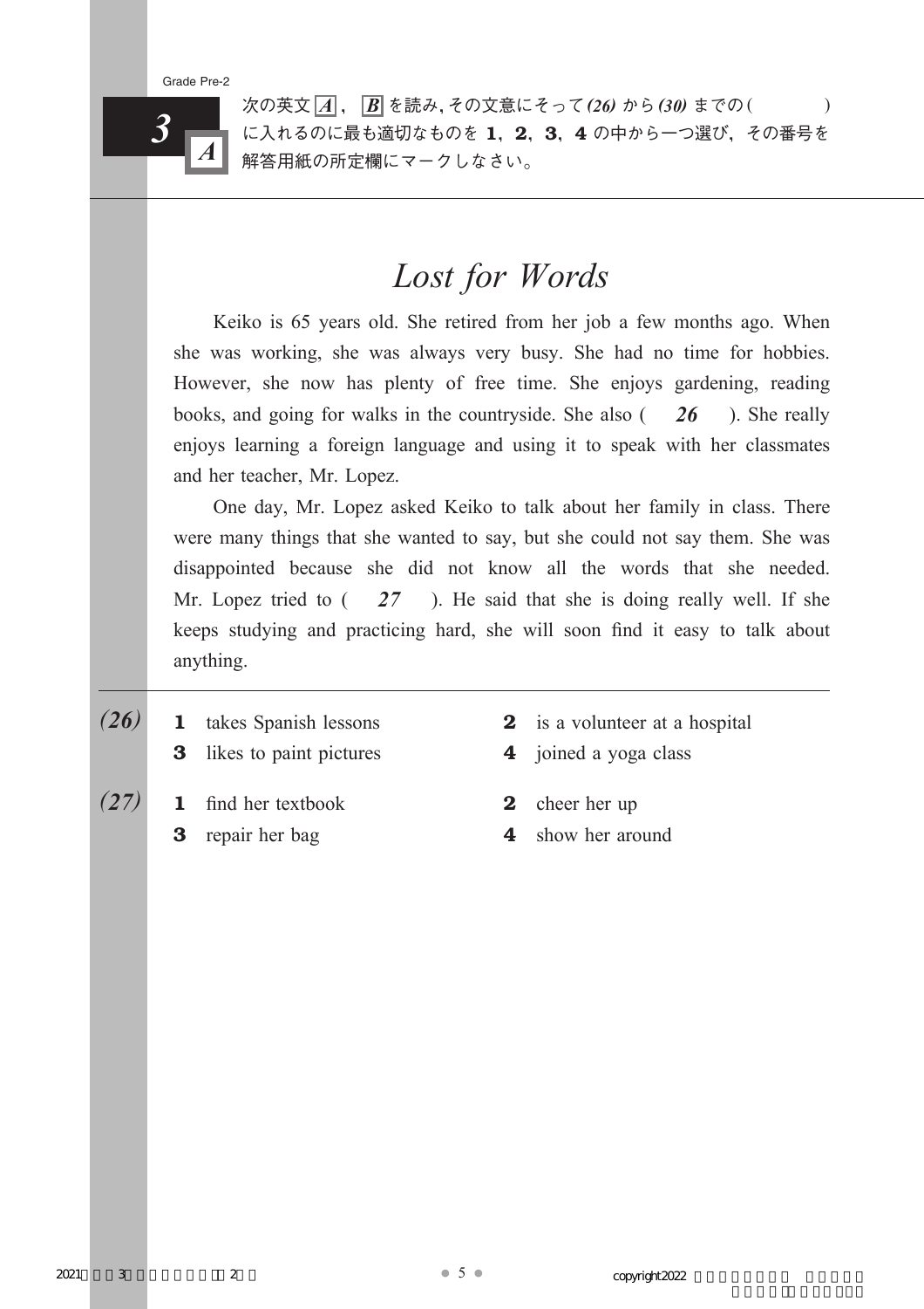**3** *A*

次の英文 *A*, *B* を読み, その文意にそって *(26)* から *(30)* までの (　　　) に入れるのに最も適切なものを **1**, **2**, **3**, **4** の中から一つ選び, その番号を解答用紙の所定欄にマークしなさい。

## *Lost for Words*

Keiko is 65 years old. She retired from her job a few months ago. When she was working, she was always very busy. She had no time for hobbies. However, she now has plenty of free time. She enjoys gardening, reading books, and going for walks in the countryside. She also ( ***26*** ). She really enjoys learning a foreign language and using it to speak with her classmates and her teacher, Mr. Lopez.

One day, Mr. Lopez asked Keiko to talk about her family in class. There were many things that she wanted to say, but she could not say them. She was disappointed because she did not know all the words that she needed. Mr. Lopez tried to ( ***27*** ). He said that she is doing really well. If she keeps studying and practicing hard, she will soon find it easy to talk about anything.

***(26)***
- **1** takes Spanish lessons
- **2** is a volunteer at a hospital
- **3** likes to paint pictures
- **4** joined a yoga class

***(27)***
- **1** find her textbook
- **2** cheer her up
- **3** repair her bag
- **4** show her around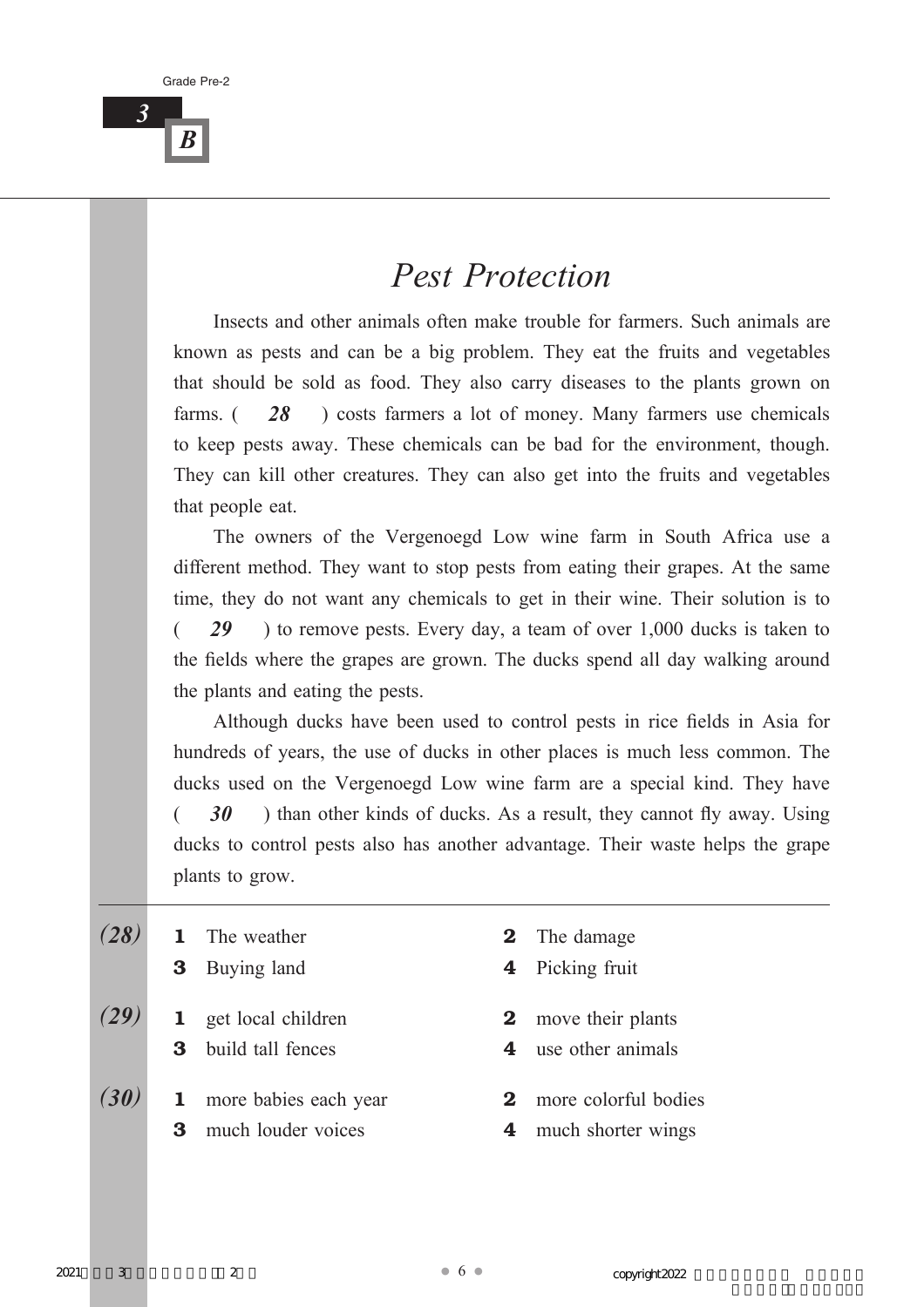**3 B**

# *Pest Protection*

Insects and other animals often make trouble for farmers. Such animals are known as pests and can be a big problem. They eat the fruits and vegetables that should be sold as food. They also carry diseases to the plants grown on farms. ( ***28*** ) costs farmers a lot of money. Many farmers use chemicals to keep pests away. These chemicals can be bad for the environment, though. They can kill other creatures. They can also get into the fruits and vegetables that people eat.

The owners of the Vergenoegd Low wine farm in South Africa use a different method. They want to stop pests from eating their grapes. At the same time, they do not want any chemicals to get in their wine. Their solution is to ( ***29*** ) to remove pests. Every day, a team of over 1,000 ducks is taken to the fields where the grapes are grown. The ducks spend all day walking around the plants and eating the pests.

Although ducks have been used to control pests in rice fields in Asia for hundreds of years, the use of ducks in other places is much less common. The ducks used on the Vergenoegd Low wine farm are a special kind. They have ( ***30*** ) than other kinds of ducks. As a result, they cannot fly away. Using ducks to control pests also has another advantage. Their waste helps the grape plants to grow.

***(28)***
**1** The weather
**2** The damage
**3** Buying land
**4** Picking fruit

***(29)***
**1** get local children
**2** move their plants
**3** build tall fences
**4** use other animals

***(30)***
**1** more babies each year
**2** more colorful bodies
**3** much louder voices
**4** much shorter wings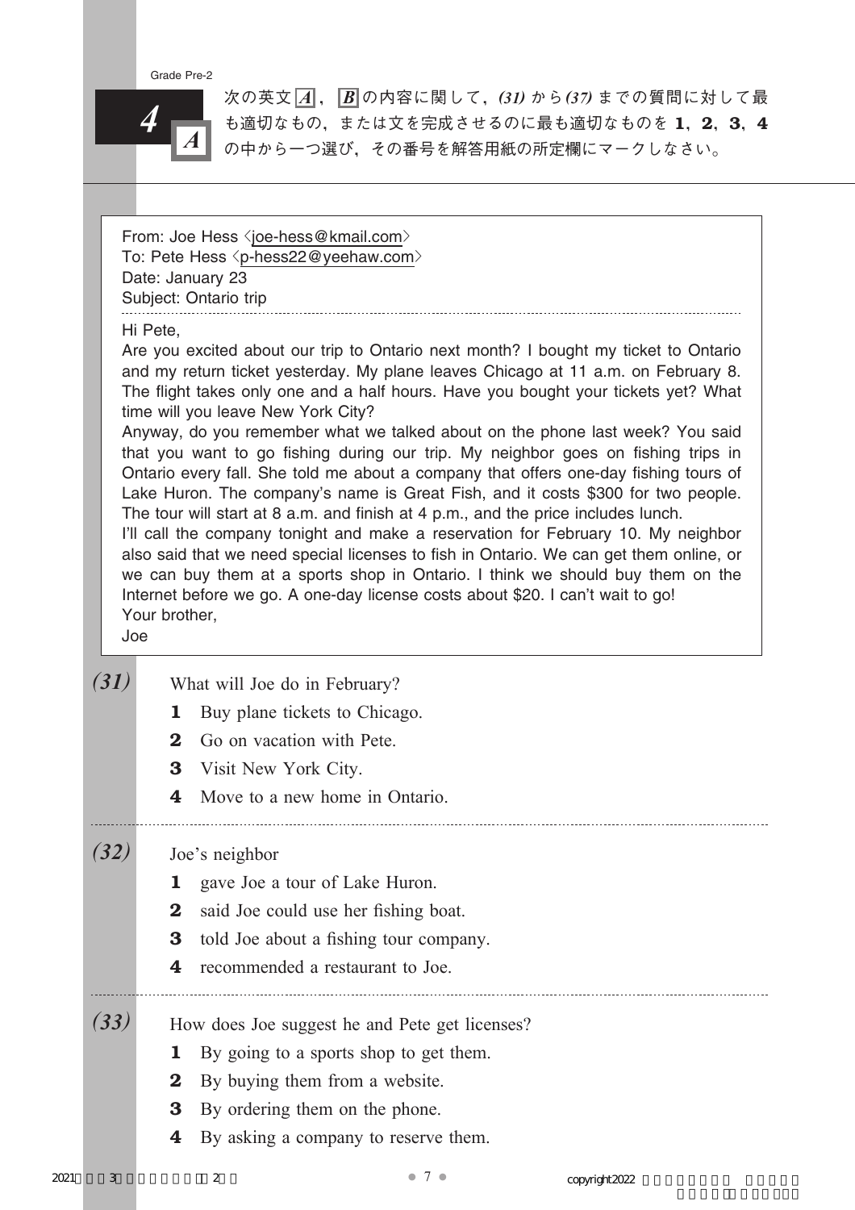## 4 A

次の英文 A, B の内容に関して，*(31)* から *(37)* までの質問に対して最も適切なもの，または文を完成させるのに最も適切なものを **1**, **2**, **3**, **4** の中から一つ選び，その番号を解答用紙の所定欄にマークしなさい。

---

From: Joe Hess 〈joe-hess@kmail.com〉
To: Pete Hess 〈p-hess22@yeehaw.com〉
Date: January 23
Subject: Ontario trip

Hi Pete,
Are you excited about our trip to Ontario next month? I bought my ticket to Ontario and my return ticket yesterday. My plane leaves Chicago at 11 a.m. on February 8. The flight takes only one and a half hours. Have you bought your tickets yet? What time will you leave New York City?
Anyway, do you remember what we talked about on the phone last week? You said that you want to go fishing during our trip. My neighbor goes on fishing trips in Ontario every fall. She told me about a company that offers one-day fishing tours of Lake Huron. The company's name is Great Fish, and it costs $300 for two people. The tour will start at 8 a.m. and finish at 4 p.m., and the price includes lunch.
I'll call the company tonight and make a reservation for February 10. My neighbor also said that we need special licenses to fish in Ontario. We can get them online, or we can buy them at a sports shop in Ontario. I think we should buy them on the Internet before we go. A one-day license costs about $20. I can't wait to go!
Your brother,
Joe

---

***(31)*** What will Joe do in February?

**1** Buy plane tickets to Chicago.
**2** Go on vacation with Pete.
**3** Visit New York City.
**4** Move to a new home in Ontario.

***(32)*** Joe's neighbor

**1** gave Joe a tour of Lake Huron.
**2** said Joe could use her fishing boat.
**3** told Joe about a fishing tour company.
**4** recommended a restaurant to Joe.

***(33)*** How does Joe suggest he and Pete get licenses?

**1** By going to a sports shop to get them.
**2** By buying them from a website.
**3** By ordering them on the phone.
**4** By asking a company to reserve them.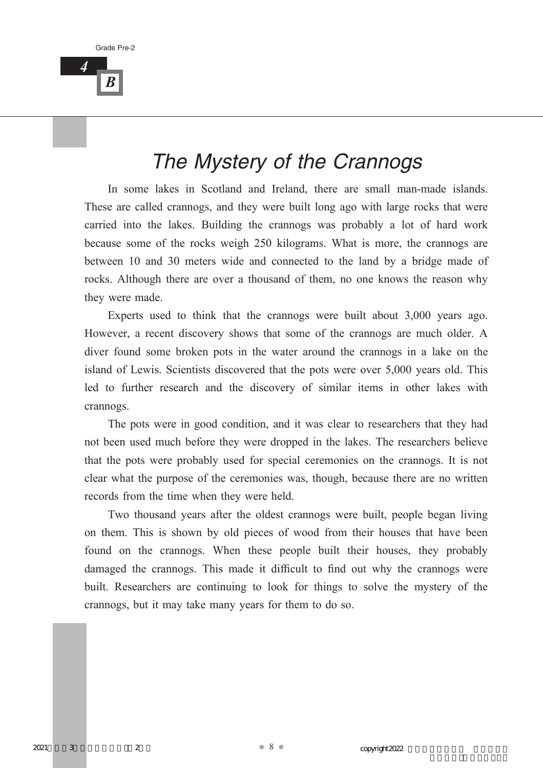**4** **B**

# The Mystery of the Crannogs

In some lakes in Scotland and Ireland, there are small man-made islands. These are called crannogs, and they were built long ago with large rocks that were carried into the lakes. Building the crannogs was probably a lot of hard work because some of the rocks weigh 250 kilograms. What is more, the crannogs are between 10 and 30 meters wide and connected to the land by a bridge made of rocks. Although there are over a thousand of them, no one knows the reason why they were made.

Experts used to think that the crannogs were built about 3,000 years ago. However, a recent discovery shows that some of the crannogs are much older. A diver found some broken pots in the water around the crannogs in a lake on the island of Lewis. Scientists discovered that the pots were over 5,000 years old. This led to further research and the discovery of similar items in other lakes with crannogs.

The pots were in good condition, and it was clear to researchers that they had not been used much before they were dropped in the lakes. The researchers believe that the pots were probably used for special ceremonies on the crannogs. It is not clear what the purpose of the ceremonies was, though, because there are no written records from the time when they were held.

Two thousand years after the oldest crannogs were built, people began living on them. This is shown by old pieces of wood from their houses that have been found on the crannogs. When these people built their houses, they probably damaged the crannogs. This made it difficult to find out why the crannogs were built. Researchers are continuing to look for things to solve the mystery of the crannogs, but it may take many years for them to do so.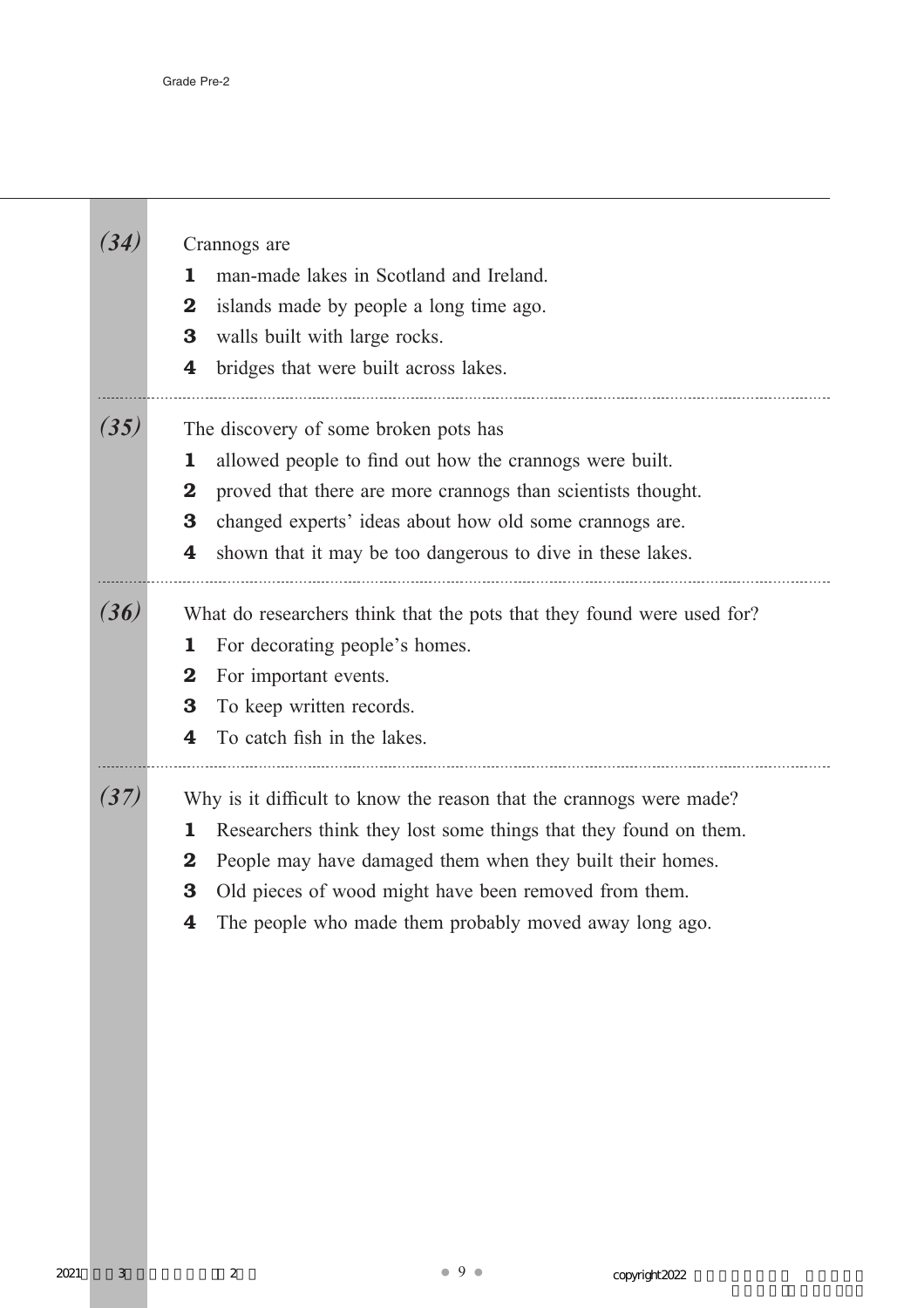***(34)*** Crannogs are

**1** man-made lakes in Scotland and Ireland.
**2** islands made by people a long time ago.
**3** walls built with large rocks.
**4** bridges that were built across lakes.

***(35)*** The discovery of some broken pots has

**1** allowed people to find out how the crannogs were built.
**2** proved that there are more crannogs than scientists thought.
**3** changed experts' ideas about how old some crannogs are.
**4** shown that it may be too dangerous to dive in these lakes.

***(36)*** What do researchers think that the pots that they found were used for?

**1** For decorating people's homes.
**2** For important events.
**3** To keep written records.
**4** To catch fish in the lakes.

***(37)*** Why is it difficult to know the reason that the crannogs were made?

**1** Researchers think they lost some things that they found on them.
**2** People may have damaged them when they built their homes.
**3** Old pieces of wood might have been removed from them.
**4** The people who made them probably moved away long ago.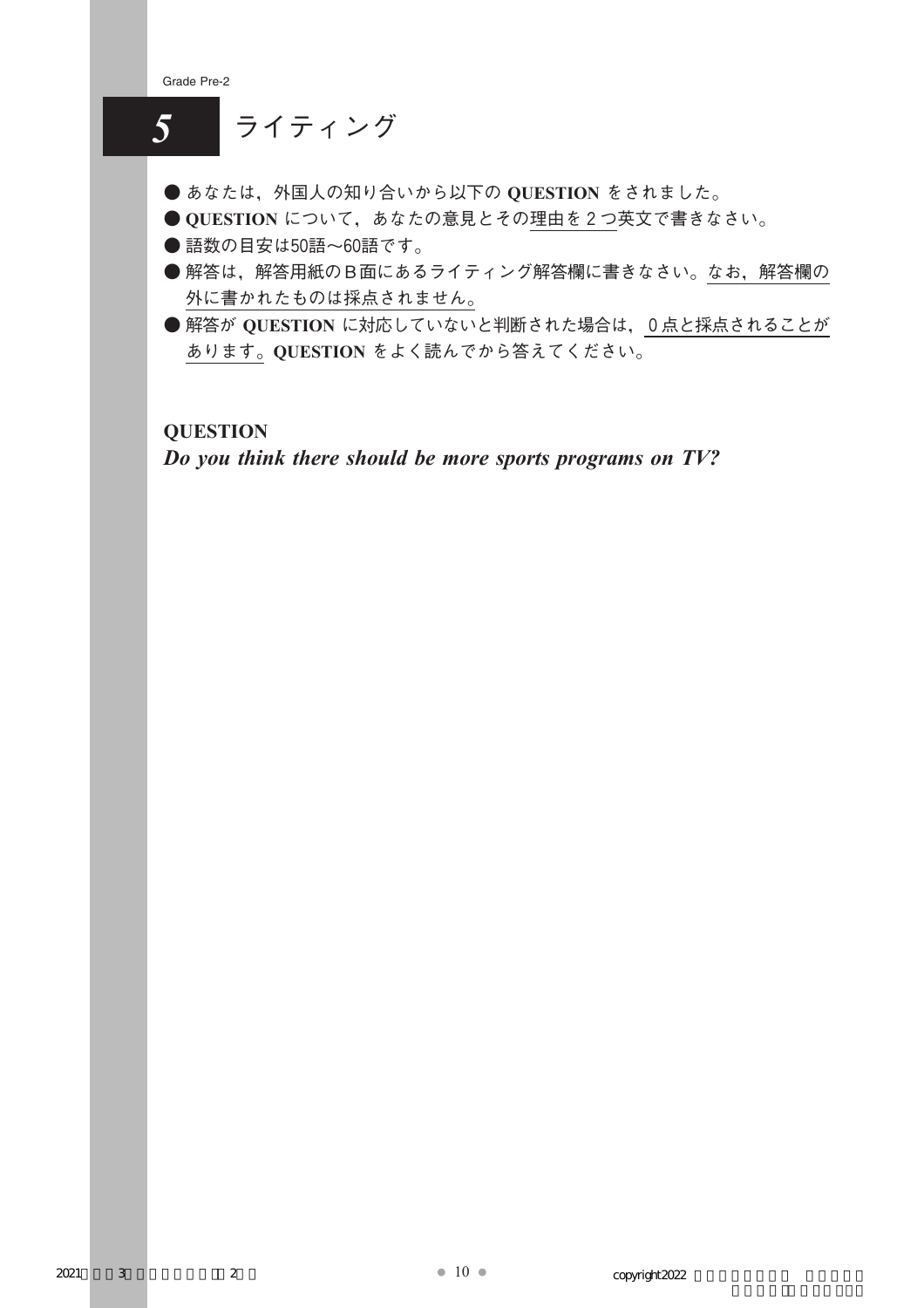# 5 ライティング

- あなたは，外国人の知り合いから以下の **QUESTION** をされました。
- **QUESTION** について，あなたの意見とその理由を２つ英文で書きなさい。
- 語数の目安は50語〜60語です。
- 解答は，解答用紙のＢ面にあるライティング解答欄に書きなさい。なお，解答欄の外に書かれたものは採点されません。
- 解答が **QUESTION** に対応していないと判断された場合は，０点と採点されることがあります。**QUESTION** をよく読んでから答えてください。

**QUESTION**

***Do you think there should be more sports programs on TV?***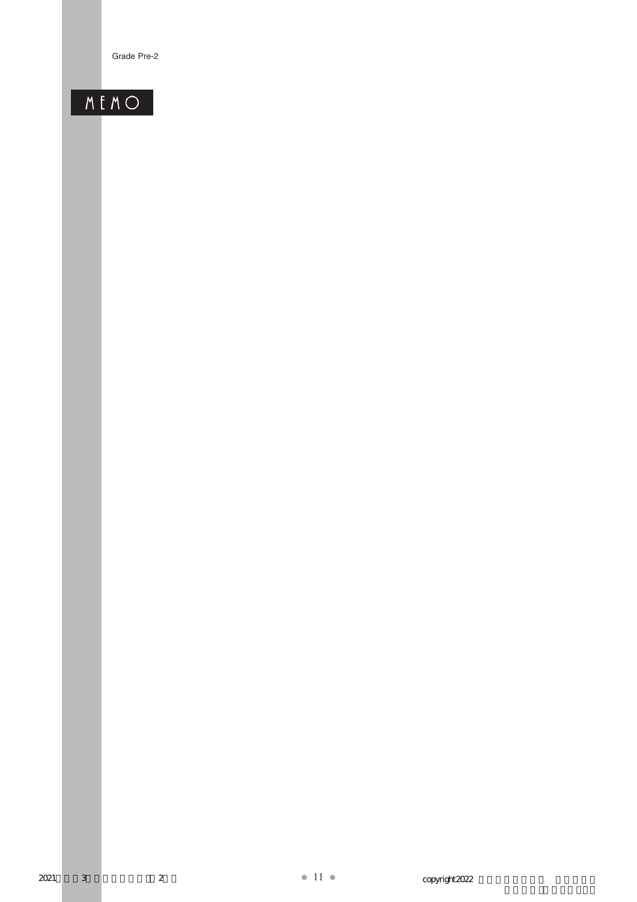# MEMO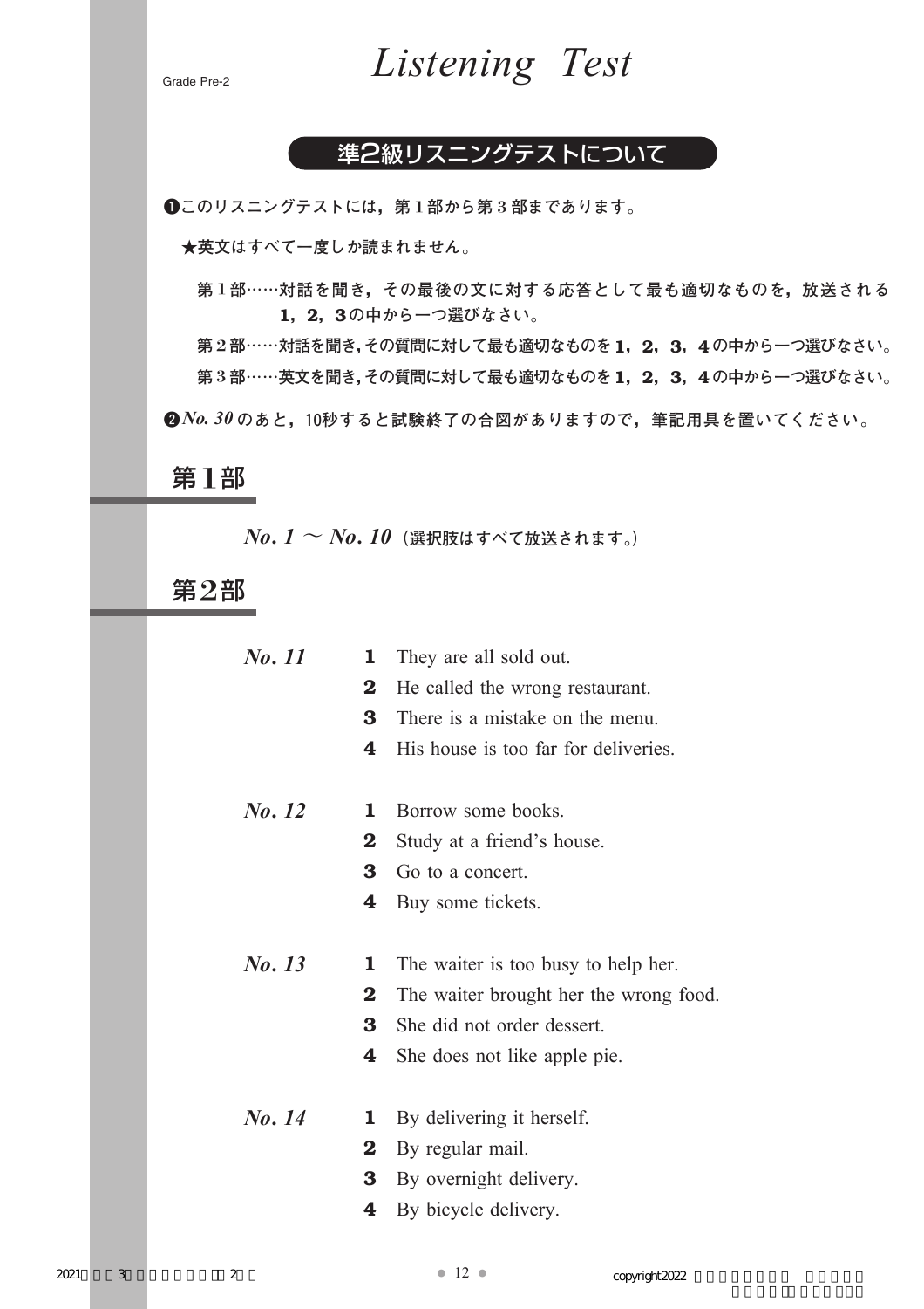Grade Pre-2

# *Listening Test*

## 準2級リスニングテストについて

❶このリスニングテストには，第１部から第３部まであります。

★英文はすべて一度しか読まれません。

第１部……対話を聞き，その最後の文に対する応答として最も適切なものを，放送される**１，２，３**の中から一つ選びなさい。

第２部……対話を聞き，その質問に対して最も適切なものを**１，２，３，４**の中から一つ選びなさい。

第３部……英文を聞き，その質問に対して最も適切なものを**１，２，３，４**の中から一つ選びなさい。

❷*No. 30* のあと，10秒すると試験終了の合図がありますので，筆記用具を置いてください。

## 第１部

***No. 1*** ～ ***No. 10***（選択肢はすべて放送されます。）

## 第２部

***No. 11***

**1** They are all sold out.
**2** He called the wrong restaurant.
**3** There is a mistake on the menu.
**4** His house is too far for deliveries.

***No. 12***

**1** Borrow some books.
**2** Study at a friend's house.
**3** Go to a concert.
**4** Buy some tickets.

***No. 13***

**1** The waiter is too busy to help her.
**2** The waiter brought her the wrong food.
**3** She did not order dessert.
**4** She does not like apple pie.

***No. 14***

**1** By delivering it herself.
**2** By regular mail.
**3** By overnight delivery.
**4** By bicycle delivery.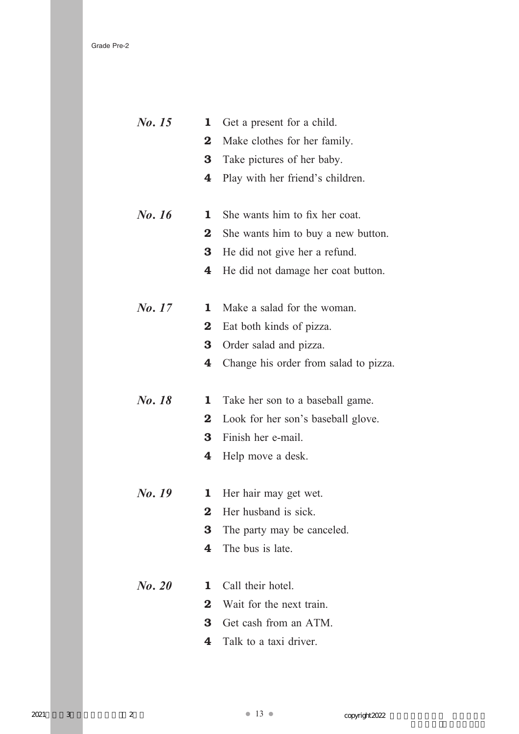***No. 15***

**1** Get a present for a child.
**2** Make clothes for her family.
**3** Take pictures of her baby.
**4** Play with her friend's children.

***No. 16***

**1** She wants him to fix her coat.
**2** She wants him to buy a new button.
**3** He did not give her a refund.
**4** He did not damage her coat button.

***No. 17***

**1** Make a salad for the woman.
**2** Eat both kinds of pizza.
**3** Order salad and pizza.
**4** Change his order from salad to pizza.

***No. 18***

**1** Take her son to a baseball game.
**2** Look for her son's baseball glove.
**3** Finish her e-mail.
**4** Help move a desk.

***No. 19***

**1** Her hair may get wet.
**2** Her husband is sick.
**3** The party may be canceled.
**4** The bus is late.

***No. 20***

**1** Call their hotel.
**2** Wait for the next train.
**3** Get cash from an ATM.
**4** Talk to a taxi driver.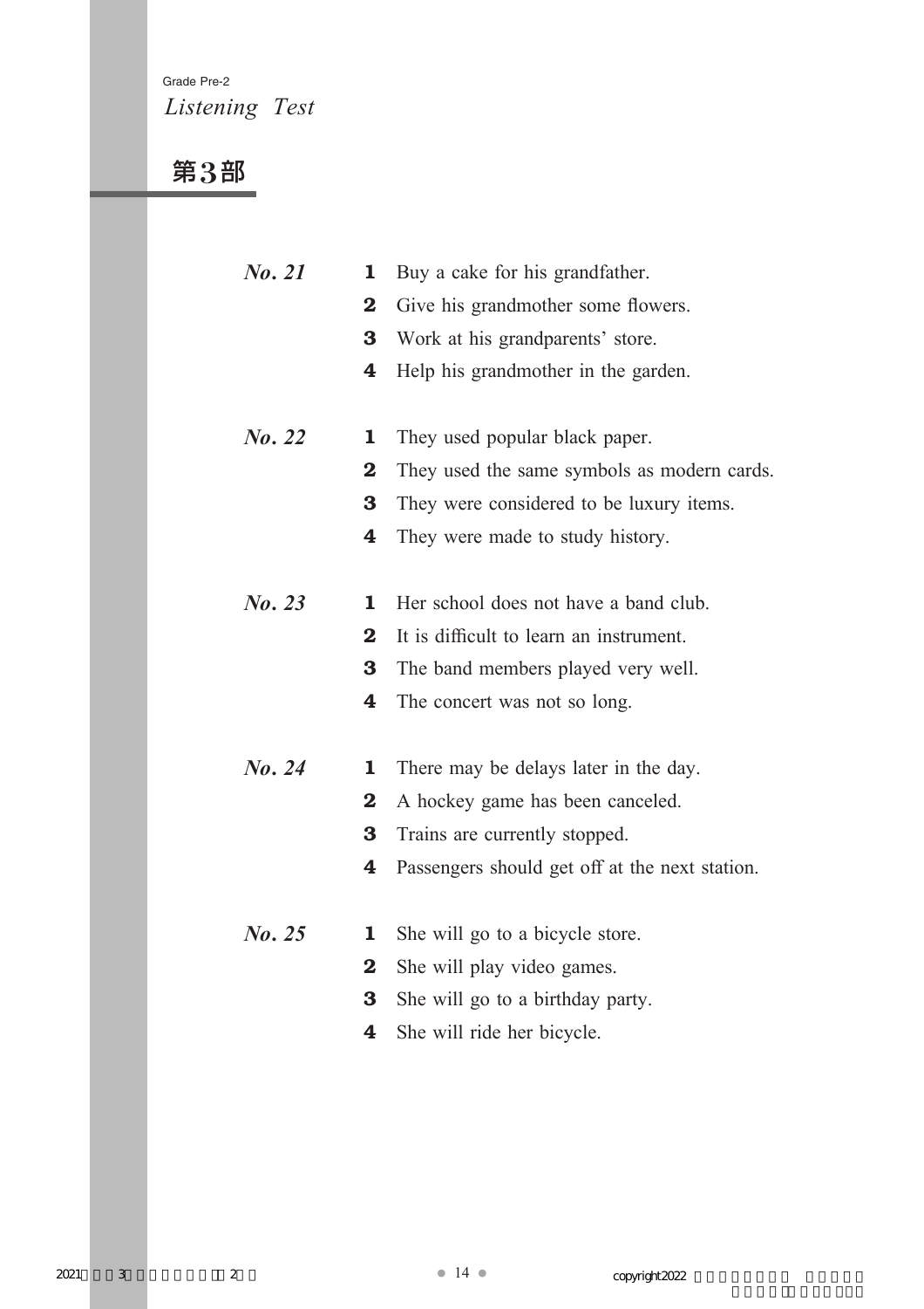Grade Pre-2
*Listening Test*

## 第3部

***No. 21***

**1** Buy a cake for his grandfather.
**2** Give his grandmother some flowers.
**3** Work at his grandparents' store.
**4** Help his grandmother in the garden.

***No. 22***

**1** They used popular black paper.
**2** They used the same symbols as modern cards.
**3** They were considered to be luxury items.
**4** They were made to study history.

***No. 23***

**1** Her school does not have a band club.
**2** It is difficult to learn an instrument.
**3** The band members played very well.
**4** The concert was not so long.

***No. 24***

**1** There may be delays later in the day.
**2** A hockey game has been canceled.
**3** Trains are currently stopped.
**4** Passengers should get off at the next station.

***No. 25***

**1** She will go to a bicycle store.
**2** She will play video games.
**3** She will go to a birthday party.
**4** She will ride her bicycle.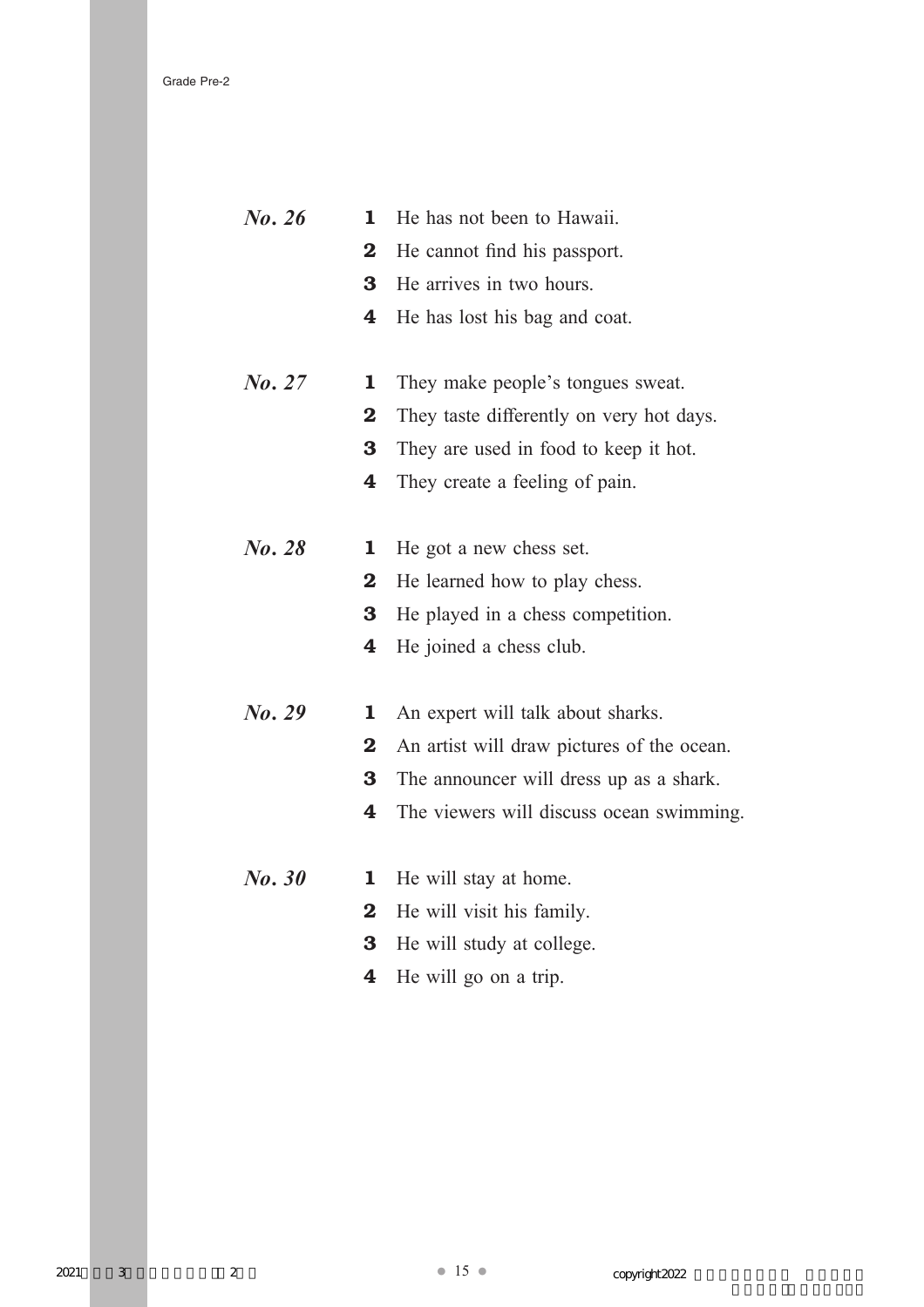***No. 26***

**1** He has not been to Hawaii.
**2** He cannot find his passport.
**3** He arrives in two hours.
**4** He has lost his bag and coat.

***No. 27***

**1** They make people's tongues sweat.
**2** They taste differently on very hot days.
**3** They are used in food to keep it hot.
**4** They create a feeling of pain.

***No. 28***

**1** He got a new chess set.
**2** He learned how to play chess.
**3** He played in a chess competition.
**4** He joined a chess club.

***No. 29***

**1** An expert will talk about sharks.
**2** An artist will draw pictures of the ocean.
**3** The announcer will dress up as a shark.
**4** The viewers will discuss ocean swimming.

***No. 30***

**1** He will stay at home.
**2** He will visit his family.
**3** He will study at college.
**4** He will go on a trip.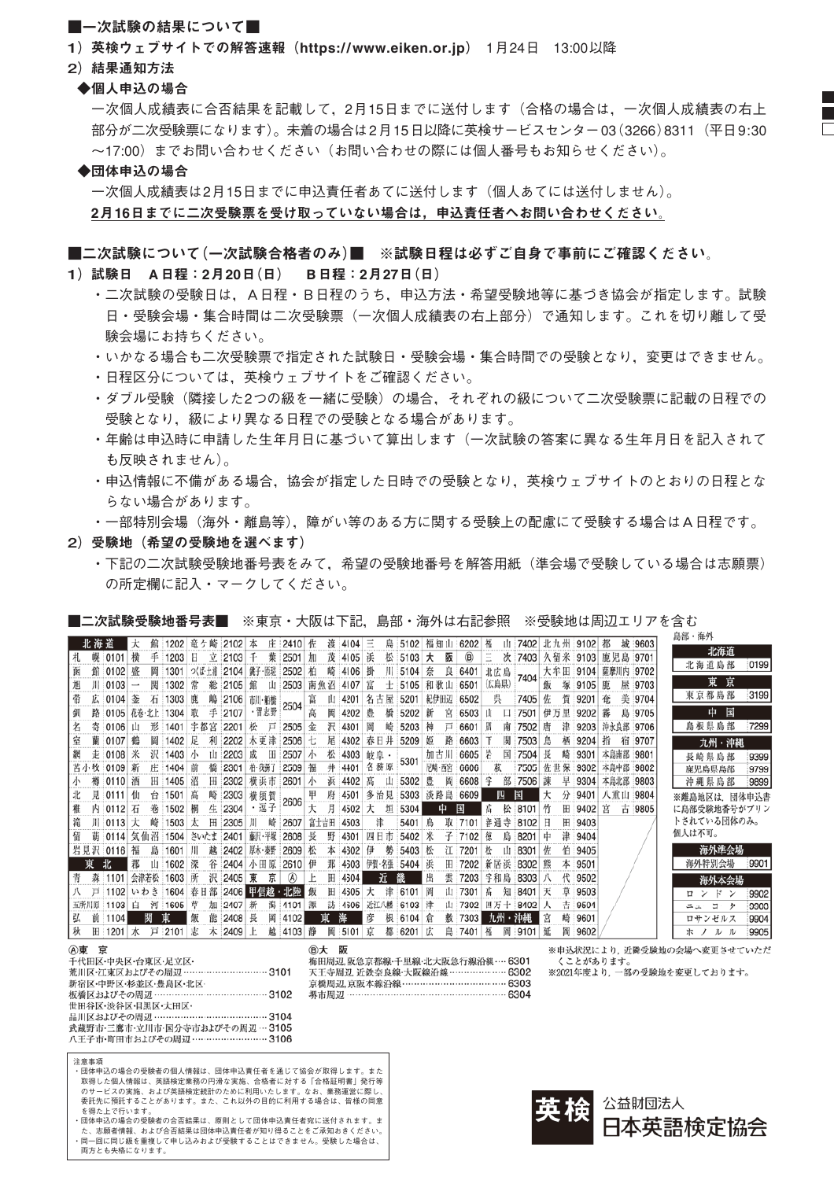## ■一次試験の結果について■

**1）英検ウェブサイトでの解答速報（https://www.eiken.or.jp）** 1月24日　13:00以降

**2）結果通知方法**

**◆個人申込の場合**

一次個人成績表に合否結果を記載して，2月15日までに送付します（合格の場合は，一次個人成績表の右上部分が二次受験票になります）。未着の場合は2月15日以降に英検サービスセンター03（3266）8311（平日9:30〜17:00）までお問い合わせください（お問い合わせの際には個人番号もお知らせください）。

**◆団体申込の場合**

一次個人成績表は2月15日までに申込責任者あてに送付します（個人あてには送付しません）。

**2月16日までに二次受験票を受け取っていない場合は，申込責任者へお問い合わせください。**

## ■二次試験について（一次試験合格者のみ）■　※試験日程は必ずご自身で事前にご確認ください。

**1）試験日　A日程：2月20日（日）　B日程：2月27日（日）**

- 二次試験の受験日は，A日程・B日程のうち，申込方法・希望受験地等に基づき協会が指定します。試験日・受験会場・集合時間は二次受験票（一次個人成績表の右上部分）で通知します。これを切り離して受験会場にお持ちください。
- いかなる場合も二次受験票で指定された試験日・受験会場・集合時間での受験となり，変更はできません。
- 日程区分については，英検ウェブサイトをご確認ください。
- ダブル受験（隣接した2つの級を一緒に受験）の場合，それぞれの級について二次受験票に記載の日程での受験となり，級により異なる日程での受験となる場合があります。
- 年齢は申込時に申請した生年月日に基づいて算出します（一次試験の答案に異なる生年月日を記入されても反映されません）。
- 申込情報に不備がある場合，協会が指定した日時での受験となり，英検ウェブサイトのとおりの日程とならない場合があります。
- 一部特別会場（海外・離島等），障がい等のある方に関する受験上の配慮にて受験する場合はA日程です。

**2）受験地（希望の受験地を選べます）**

- 下記の二次試験受験地番号表をみて，希望の受験地番号を解答用紙（準会場で受験している場合は志願票）の所定欄に記入・マークしてください。

## ■二次試験受験地番号表■　※東京・大阪は下記，島部・海外は右記参照　※受験地は周辺エリアを含む

| | | | | | | | | | | | | | | | | | | | |
|---|---|---|---|---|---|---|---|---|---|---|---|---|---|---|---|---|---|---|---|
| **北海道** | | 大館 | 1202 | 竜ケ崎 | 2102 | 本庄 | 2410 | 佐渡 | 4104 | 三島 | 5102 | 福知山 | 6202 | 福山 | 7402 | 北九州 | 9102 | 都城 | 9603 |
| 札幌 | 0101 | 横手 | 1203 | 日立 | 2103 | 千葉 | 2501 | 加茂 | 4105 | 浜松 | 5103 | **大阪** | Ⓑ | 三次 | 7403 | 久留米 | 9103 | 鹿児島 | 9701 |
| 函館 | 0102 | 盛岡 | 1301 | つくば・土浦 | 2104 | 銚子・旭 | 2502 | 柏崎 | 4106 | 掛川 | 5104 | 奈良 | 6401 | 北広島（広島県） | 7404 | 大牟田 | 9104 | 薩摩川内 | 9702 |
| 旭川 | 0103 | 一関 | 1302 | 常総 | 2105 | 館山 | 2503 | 南魚沼 | 4107 | 富士 | 5105 | 和歌山 | 6501 | | | 飯塚 | 9105 | 鹿屋 | 9703 |
| 帯広 | 0104 | 釜石 | 1303 | 鹿嶋 | 2106 | 市川・船橋 | 2504 | 富山 | 4201 | 名古屋 | 5201 | 紀伊田辺 | 6502 | 呉 | 7405 | 佐賀 | 9201 | 奄美 | 9704 |
| 釧路 | 0105 | 花巻・北上 | 1304 | 取手・守谷 | 2107 | | | 高岡 | 4202 | 豊橋 | 5202 | 新宮 | 6503 | 山口 | 7501 | 伊万里 | 9202 | 霧島 | 9705 |
| 名寄 | 0106 | 山形 | 1401 | 宇都宮 | 2201 | 松戸 | 2505 | 金沢 | 4301 | 岡崎 | 5203 | 神戸 | 6601 | 周南 | 7502 | 唐津 | 9203 | 沖永良部 | 9706 |
| 室蘭 | 0107 | 鶴岡 | 1402 | 足利 | 2202 | 木更津 | 2506 | 七尾 | 4302 | 春日井 | 5209 | 姫路 | 6603 | 下関 | 7503 | 鳥栖 | 9204 | 指宿 | 9707 |
| 網走 | 0108 | 米沢 | 1403 | 小山 | 2203 | 成田 | 2507 | 小松 | 4303 | 岐阜・各務原 | 5301 | 加古川 | 6605 | 岩国 | 7504 | 長崎 | 9301 | 本島浦添 | 9801 |
| 苫小牧 | 0109 | 新庄 | 1404 | 前橋 | 2301 | 市原・茂原 | 2509 | 福井 | 4401 | | | 尼崎・西宮 | 6606 | 萩 | 7505 | 佐世保 | 9302 | 本島中部 | 9802 |
| 小樽 | 0110 | 酒田 | 1405 | 沼田 | 2302 | 横浜市 | 2601 | 小浜 | 4402 | 高山 | 5302 | 豊岡 | 6608 | 宇部 | 7506 | 諫早 | 9304 | 本島北部 | 9803 |
| 北見 | 0111 | 仙台 | 1501 | 高崎 | 2303 | 横須賀・逗子 | 2606 | 甲府 | 4501 | 多治見 | 5303 | 淡路島 | 6609 | **四国** | | 大分 | 9401 | 八重山 | 9804 |
| 稚内 | 0112 | 石巻 | 1502 | 桐生 | 2304 | | | 大月 | 4502 | 大垣 | 5304 | **中国** | | 高松 | 8101 | 竹田 | 9402 | 宮古 | 9805 |
| 滝川 | 0113 | 大崎 | 1503 | 太田 | 2305 | 川崎 | 2607 | 富士吉田 | 4503 | 津 | 5401 | 鳥取 | 7101 | 善通寺 | 8102 | 日田 | 9403 | | |
| 留萌 | 0114 | 気仙沼 | 1504 | さいたま | 2401 | 藤沢・平塚 | 2608 | 長野 | 4601 | 四日市 | 5402 | 米子 | 7102 | 徳島 | 8201 | 中津 | 9404 | | |
| 岩見沢 | 0116 | 福島 | 1601 | 川越 | 2402 | 厚木・秦野 | 2609 | 松本 | 4602 | 伊勢 | 5403 | 松江 | 7201 | 松山 | 8301 | 佐伯 | 9405 | | |
| **東北** | | 郡山 | 1602 | 深谷 | 2404 | 小田原 | 2610 | 伊那 | 4603 | 伊賀・名張 | 5404 | 浜田 | 7202 | 新居浜 | 8302 | 熊本 | 9501 | | |
| 青森 | 1101 | 会津若松 | 1603 | 所沢 | 2405 | **東京** | Ⓐ | 上田 | 4604 | **近畿** | | 出雲 | 7203 | 宇和島 | 8303 | 八代 | 9502 | | |
| 八戸 | 1102 | いわき | 1604 | 春日部 | 2406 | **甲信越・北陸** | | 飯田 | 4605 | 大津 | 6101 | 岡山 | 7301 | 高知 | 8401 | 天草 | 9503 | | |
| 五所川原 | 1103 | 白河 | 1605 | 草加 | 2407 | 新潟 | 4101 | 諏訪 | 4606 | 近江八幡 | 6103 | 津山 | 7302 | 四万十 | 8402 | 人吉 | 9504 | | |
| 弘前 | 1104 | **関東** | | 飯能 | 2408 | 長岡 | 4102 | **東海** | | 彦根 | 6104 | 倉敷 | 7303 | **九州・沖縄** | | 宮崎 | 9601 | | |
| 秋田 | 1201 | 水戸 | 2101 | 志木 | 2409 | 上越 | 4103 | 静岡 | 5101 | 京都 | 6201 | 広島 | 7401 | 福岡 | 9101 | 延岡 | 9602 | | |

島部・海外

| | |
|---|---|
| **北海道** | |
| 北海道島部 | 0199 |
| **東京** | |
| 東京都島部 | 3199 |
| 島根県島部 | 7299 |
| **九州・沖縄** | |
| 長崎県島部 | 9399 |
| 鹿児島県島部 | 9799 |
| 沖縄県島部 | 9899 |

※離島地区は，団体申込書に島部受験地番号がプリントされている団体のみ。個人は不可。

| | |
|---|---|
| **海外準会場** | |
| 海外特別会場 | 9901 |
| **海外本会場** | |
| ロンドン | 9902 |
| ニューヨーク | 9903 |
| ロサンゼルス | 9904 |
| ホノルル | 9905 |

**Ⓐ東　京**

千代田区・中央区・台東区・足立区・荒川区・江東区およびその周辺 ……… 3101

新宿区・中野区・杉並区・豊島区・北区・板橋区およびその周辺 ……… 3102

世田谷区・渋谷区・目黒区・大田区・品川区およびその周辺 ……… 3104

武蔵野市・三鷹市・立川市・国分寺市およびその周辺 … 3105

八王子市・町田市およびその周辺 ……… 3106

**Ⓑ大　阪**

梅田周辺，阪急京都線・千里線・北大阪急行線沿線 …… 6301

天王寺周辺，近鉄奈良線・大阪線沿線 ……… 6302

京橋周辺，京阪本線沿線 ……… 6303

堺市周辺 ……… 6304

※申込状況により，近隣受験地の会場へ変更させていただくことがあります。

※2021年度より，一部の受験地を変更しております。

注意事項

- 団体申込の場合の受験者の個人情報は，団体申込責任者を通じて協会が取得します。また取得した個人情報は，英語検定業務の円滑な実施，合格者に対する「合格証明書」発行等のサービスの実施，および英語検定統計のために利用いたします。なお，業務運営に際し，委託先に預託することがあります。また，それ以外の目的に利用する場合は，皆様の同意を得た上で行います。
- 団体申込の場合の受験者の合否結果は，原則として団体申込責任者宛に送付されます。また，受験者情報，および合否結果は団体申込責任者が知り得ることをご承知おきください。
- 同一回に同じ級を重複して申し込みおよび受験することはできません。受験した場合は，両方とも失格になります。

英検　公益財団法人 日本英語検定協会